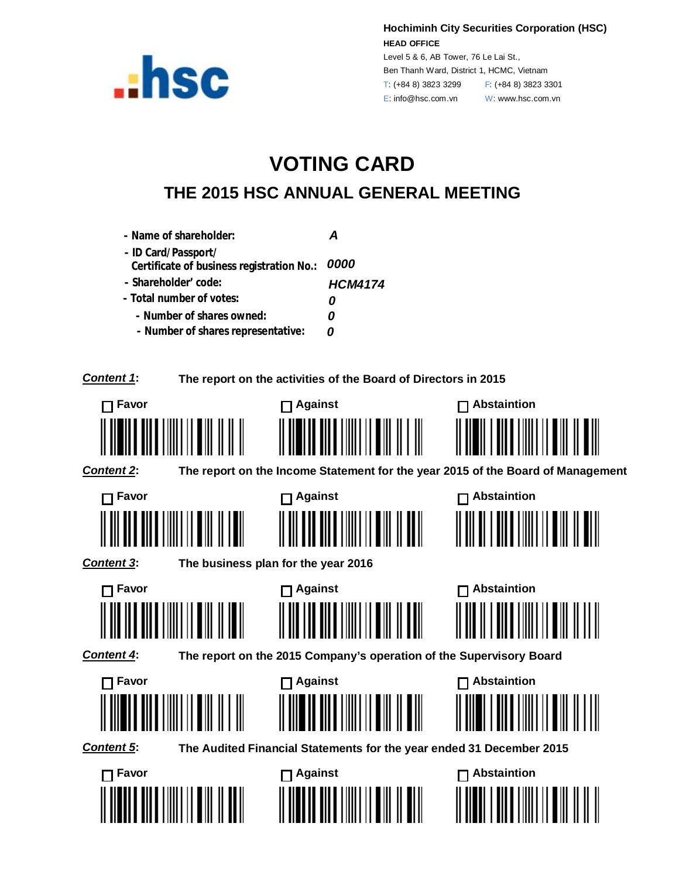**Hochiminh City Securities Corporation (HSC)**
**HEAD OFFICE**
Level 5 & 6, AB Tower, 76 Le Lai St.,
Ben Thanh Ward, District 1, HCMC, Vietnam
T: (+84 8) 3823 3299    F: (+84 8) 3823 3301
E: info@hsc.com.vn    W: www.hsc.com.vn

# VOTING CARD

## THE 2015 HSC ANNUAL GENERAL MEETING

- **Name of shareholder:** *A*
- **ID Card/Passport/ Certificate of business registration No.:** *0000*
- **Shareholder' code:** *HCM4174*
- **Total number of votes:** *0*
  - **Number of shares owned:** *0*
  - **Number of shares representative:** *0*

***Content 1*:** **The report on the activities of the Board of Directors in 2015**

☐ **Favor** ☐ **Against** ☐ **Abstaintion**

***Content 2*:** **The report on the Income Statement for the year 2015 of the Board of Management**

☐ **Favor** ☐ **Against** ☐ **Abstaintion**

***Content 3*:** **The business plan for the year 2016**

☐ **Favor** ☐ **Against** ☐ **Abstaintion**

***Content 4*:** **The report on the 2015 Company's operation of the Supervisory Board**

☐ **Favor** ☐ **Against** ☐ **Abstaintion**

***Content 5*:** **The Audited Financial Statements for the year ended 31 December 2015**

☐ **Favor** ☐ **Against** ☐ **Abstaintion**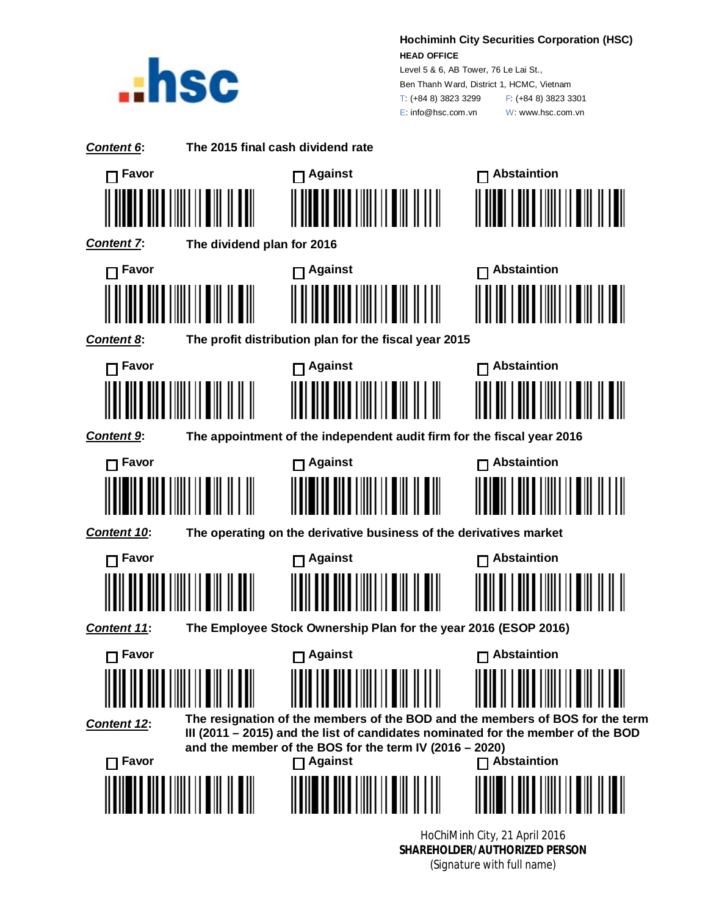**Hochiminh City Securities Corporation (HSC)**
**HEAD OFFICE**
Level 5 & 6, AB Tower, 76 Le Lai St.,
Ben Thanh Ward, District 1, HCMC, Vietnam
T: (+84 8) 3823 3299 F: (+84 8) 3823 3301
E: info@hsc.com.vn W: www.hsc.com.vn

***Content 6*:** **The 2015 final cash dividend rate**

☐ **Favor** ☐ **Against** ☐ **Abstaintion**

***Content 7*:** **The dividend plan for 2016**

☐ **Favor** ☐ **Against** ☐ **Abstaintion**

***Content 8*:** **The profit distribution plan for the fiscal year 2015**

☐ **Favor** ☐ **Against** ☐ **Abstaintion**

***Content 9*:** **The appointment of the independent audit firm for the fiscal year 2016**

☐ **Favor** ☐ **Against** ☐ **Abstaintion**

***Content 10*:** **The operating on the derivative business of the derivatives market**

☐ **Favor** ☐ **Against** ☐ **Abstaintion**

***Content 11*:** **The Employee Stock Ownership Plan for the year 2016 (ESOP 2016)**

☐ **Favor** ☐ **Against** ☐ **Abstaintion**

***Content 12*:** **The resignation of the members of the BOD and the members of BOS for the term III (2011 – 2015) and the list of candidates nominated for the member of the BOD and the member of the BOS for the term IV (2016 – 2020)**

☐ **Favor** ☐ **Against** ☐ **Abstaintion**

HoChiMinh City, 21 April 2016
**SHAREHOLDER/AUTHORIZED PERSON**
(Signature with full name)